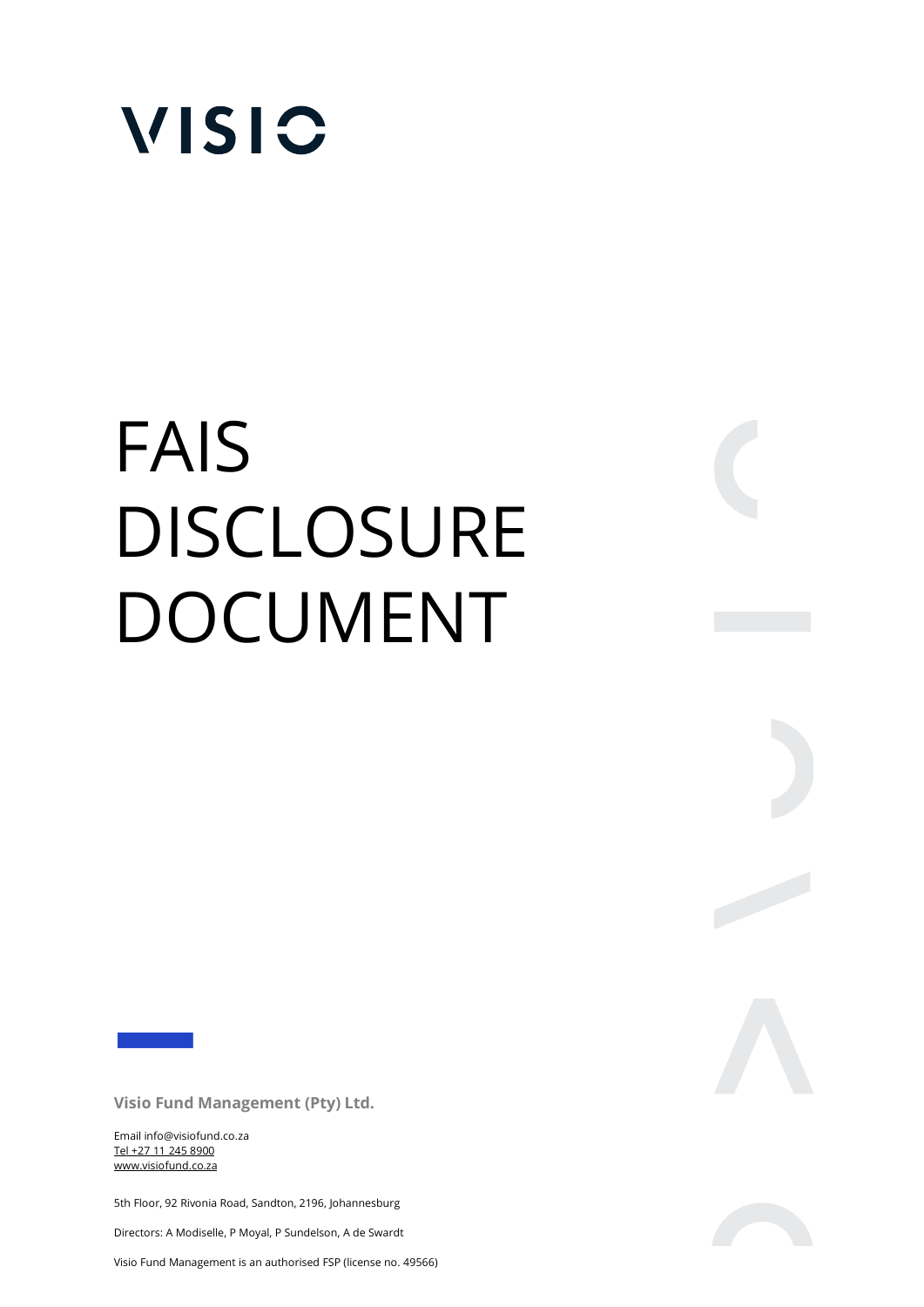VISIO

# FAIS DISCLOSURE DOCUMENT

**Visio Fund Management (Pty) Ltd.**

Email info@visiofund.co.za
Tel +27 11 245 8900
www.visiofund.co.za

5th Floor, 92 Rivonia Road, Sandton, 2196, Johannesburg

Directors: A Modiselle, P Moyal, P Sundelson, A de Swardt

Visio Fund Management is an authorised FSP (license no. 49566)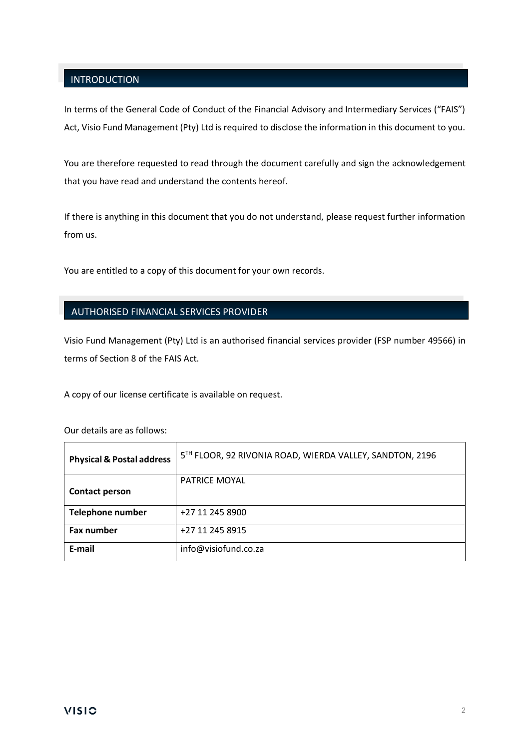## INTRODUCTION

In terms of the General Code of Conduct of the Financial Advisory and Intermediary Services ("FAIS") Act, Visio Fund Management (Pty) Ltd is required to disclose the information in this document to you.

You are therefore requested to read through the document carefully and sign the acknowledgement that you have read and understand the contents hereof.

If there is anything in this document that you do not understand, please request further information from us.

You are entitled to a copy of this document for your own records.

## AUTHORISED FINANCIAL SERVICES PROVIDER

Visio Fund Management (Pty) Ltd is an authorised financial services provider (FSP number 49566) in terms of Section 8 of the FAIS Act.

A copy of our license certificate is available on request.

Our details are as follows:

| **Physical & Postal address** | 5TH FLOOR, 92 RIVONIA ROAD, WIERDA VALLEY, SANDTON, 2196 |
|---|---|
| **Contact person** | PATRICE MOYAL |
| **Telephone number** | +27 11 245 8900 |
| **Fax number** | +27 11 245 8915 |
| **E-mail** | info@visiofund.co.za |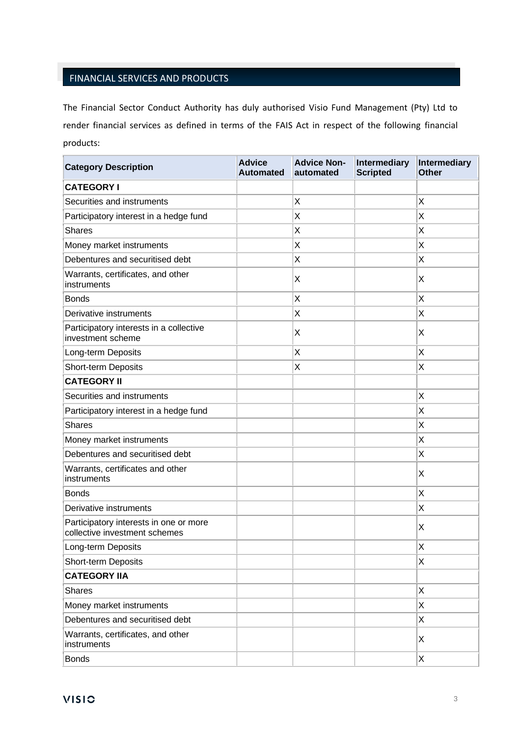## FINANCIAL SERVICES AND PRODUCTS

The Financial Sector Conduct Authority has duly authorised Visio Fund Management (Pty) Ltd to render financial services as defined in terms of the FAIS Act in respect of the following financial products:

| Category Description | Advice Automated | Advice Non-automated | Intermediary Scripted | Intermediary Other |
|---|---|---|---|---|
| **CATEGORY I** | | | | |
| Securities and instruments | | X | | X |
| Participatory interest in a hedge fund | | X | | X |
| Shares | | X | | X |
| Money market instruments | | X | | X |
| Debentures and securitised debt | | X | | X |
| Warrants, certificates, and other instruments | | X | | X |
| Bonds | | X | | X |
| Derivative instruments | | X | | X |
| Participatory interests in a collective investment scheme | | X | | X |
| Long-term Deposits | | X | | X |
| Short-term Deposits | | X | | X |
| **CATEGORY II** | | | | |
| Securities and instruments | | | | X |
| Participatory interest in a hedge fund | | | | X |
| Shares | | | | X |
| Money market instruments | | | | X |
| Debentures and securitised debt | | | | X |
| Warrants, certificates and other instruments | | | | X |
| Bonds | | | | X |
| Derivative instruments | | | | X |
| Participatory interests in one or more collective investment schemes | | | | X |
| Long-term Deposits | | | | X |
| Short-term Deposits | | | | X |
| **CATEGORY IIA** | | | | |
| Shares | | | | X |
| Money market instruments | | | | X |
| Debentures and securitised debt | | | | X |
| Warrants, certificates, and other instruments | | | | X |
| Bonds | | | | X |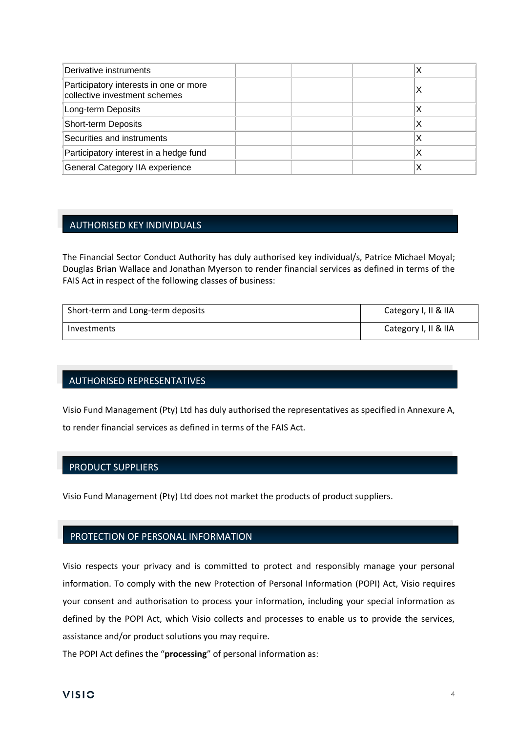| | | | | |
|---|---|---|---|---|
| Derivative instruments | | | | X |
| Participatory interests in one or more collective investment schemes | | | | X |
| Long-term Deposits | | | | X |
| Short-term Deposits | | | | X |
| Securities and instruments | | | | X |
| Participatory interest in a hedge fund | | | | X |
| General Category IIA experience | | | | X |

## AUTHORISED KEY INDIVIDUALS

The Financial Sector Conduct Authority has duly authorised key individual/s, Patrice Michael Moyal; Douglas Brian Wallace and Jonathan Myerson to render financial services as defined in terms of the FAIS Act in respect of the following classes of business:

| | |
|---|---|
| Short-term and Long-term deposits | Category I, II & IIA |
| Investments | Category I, II & IIA |

## AUTHORISED REPRESENTATIVES

Visio Fund Management (Pty) Ltd has duly authorised the representatives as specified in Annexure A, to render financial services as defined in terms of the FAIS Act.

## PRODUCT SUPPLIERS

Visio Fund Management (Pty) Ltd does not market the products of product suppliers.

## PROTECTION OF PERSONAL INFORMATION

Visio respects your privacy and is committed to protect and responsibly manage your personal information. To comply with the new Protection of Personal Information (POPI) Act, Visio requires your consent and authorisation to process your information, including your special information as defined by the POPI Act, which Visio collects and processes to enable us to provide the services, assistance and/or product solutions you may require.

The POPI Act defines the "**processing**" of personal information as: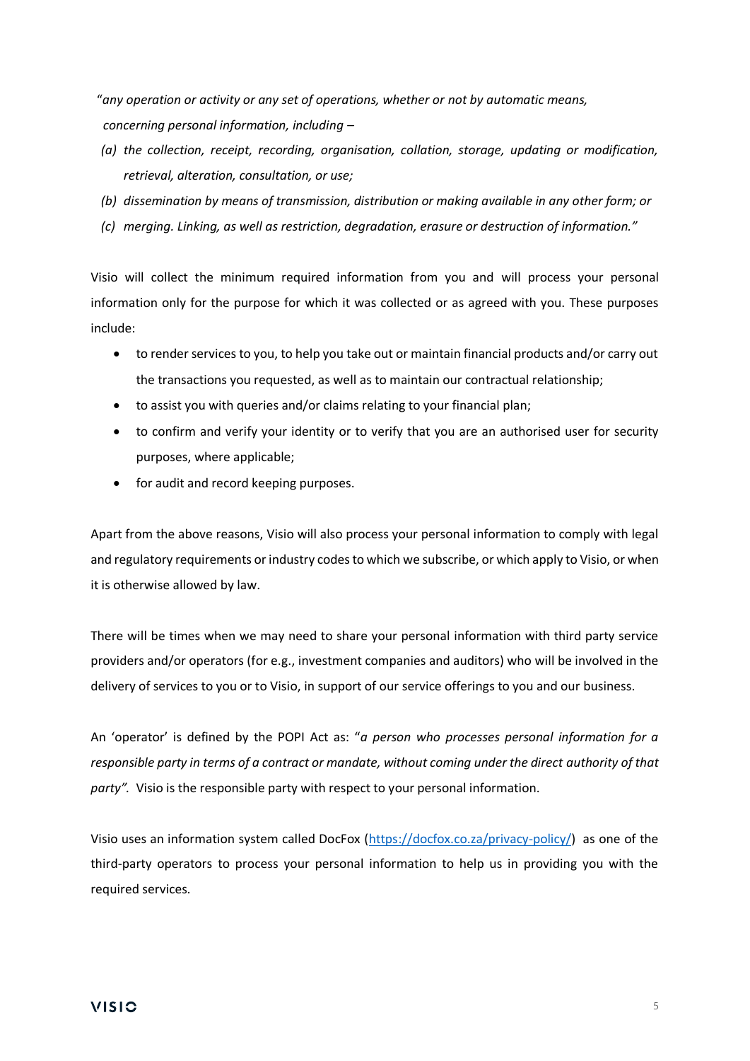"*any operation or activity or any set of operations, whether or not by automatic means, concerning personal information, including –*

*(a) the collection, receipt, recording, organisation, collation, storage, updating or modification, retrieval, alteration, consultation, or use;*

*(b) dissemination by means of transmission, distribution or making available in any other form; or*

*(c) merging. Linking, as well as restriction, degradation, erasure or destruction of information."*

Visio will collect the minimum required information from you and will process your personal information only for the purpose for which it was collected or as agreed with you. These purposes include:

- to render services to you, to help you take out or maintain financial products and/or carry out the transactions you requested, as well as to maintain our contractual relationship;
- to assist you with queries and/or claims relating to your financial plan;
- to confirm and verify your identity or to verify that you are an authorised user for security purposes, where applicable;
- for audit and record keeping purposes.

Apart from the above reasons, Visio will also process your personal information to comply with legal and regulatory requirements or industry codes to which we subscribe, or which apply to Visio, or when it is otherwise allowed by law.

There will be times when we may need to share your personal information with third party service providers and/or operators (for e.g., investment companies and auditors) who will be involved in the delivery of services to you or to Visio, in support of our service offerings to you and our business.

An 'operator' is defined by the POPI Act as: "*a person who processes personal information for a responsible party in terms of a contract or mandate, without coming under the direct authority of that party".* Visio is the responsible party with respect to your personal information.

Visio uses an information system called DocFox ([https://docfox.co.za/privacy-policy/](https://docfox.co.za/privacy-policy/)) as one of the third-party operators to process your personal information to help us in providing you with the required services.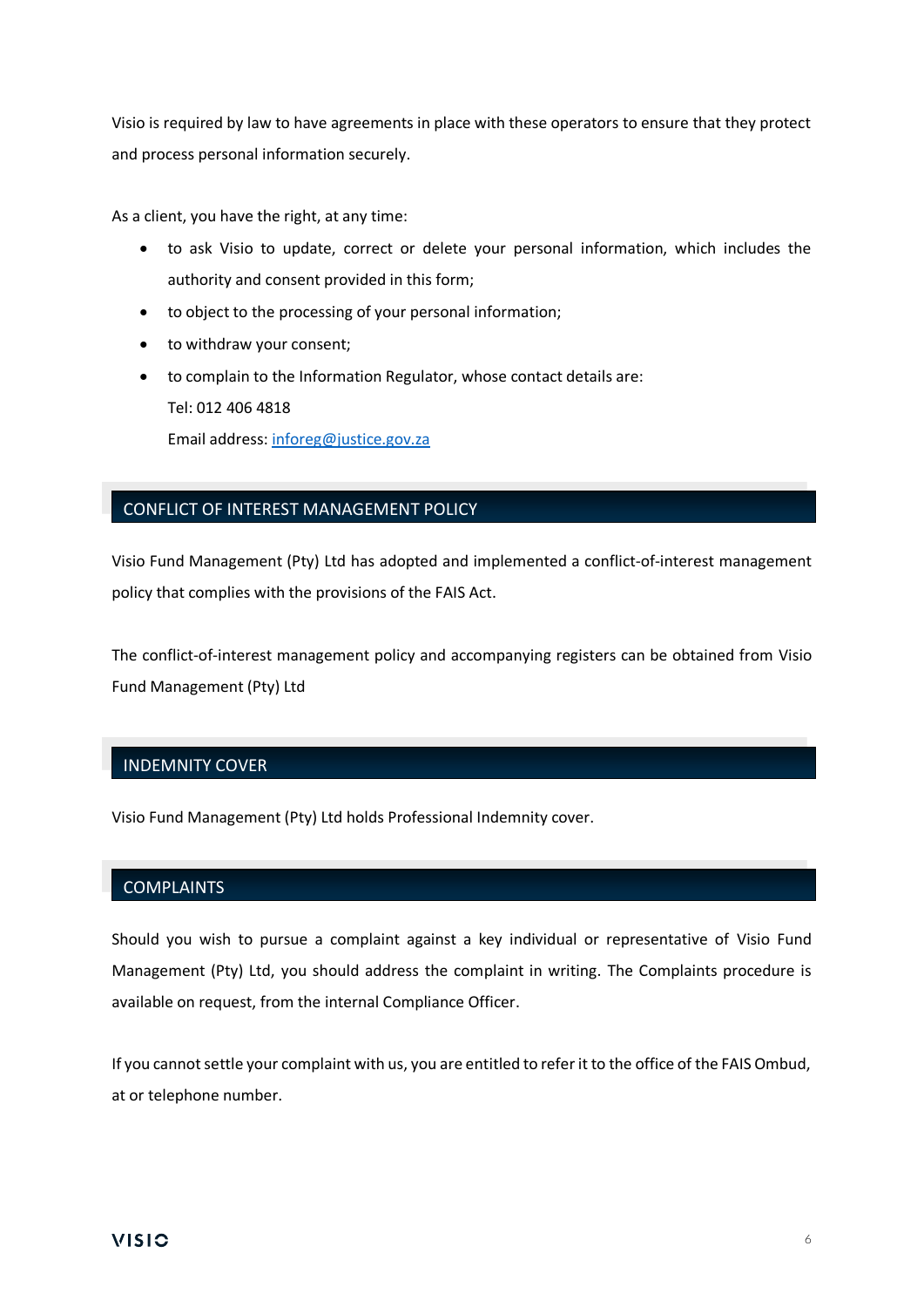Visio is required by law to have agreements in place with these operators to ensure that they protect and process personal information securely.

As a client, you have the right, at any time:

- to ask Visio to update, correct or delete your personal information, which includes the authority and consent provided in this form;
- to object to the processing of your personal information;
- to withdraw your consent;
- to complain to the Information Regulator, whose contact details are:
  Tel: 012 406 4818
  Email address: inforeg@justice.gov.za

## CONFLICT OF INTEREST MANAGEMENT POLICY

Visio Fund Management (Pty) Ltd has adopted and implemented a conflict-of-interest management policy that complies with the provisions of the FAIS Act.

The conflict-of-interest management policy and accompanying registers can be obtained from Visio Fund Management (Pty) Ltd

## INDEMNITY COVER

Visio Fund Management (Pty) Ltd holds Professional Indemnity cover.

## COMPLAINTS

Should you wish to pursue a complaint against a key individual or representative of Visio Fund Management (Pty) Ltd, you should address the complaint in writing. The Complaints procedure is available on request, from the internal Compliance Officer.

If you cannot settle your complaint with us, you are entitled to refer it to the office of the FAIS Ombud, at or telephone number.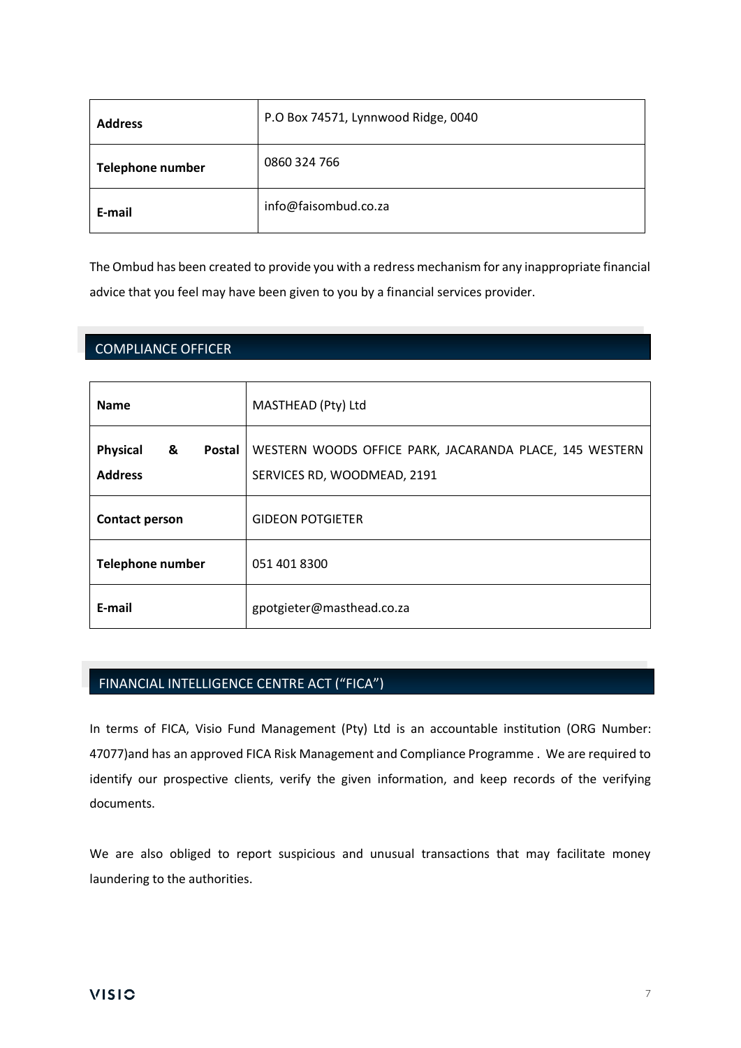| Address | P.O Box 74571, Lynnwood Ridge, 0040 |
| --- | --- |
| Telephone number | 0860 324 766 |
| E-mail | info@faisombud.co.za |

The Ombud has been created to provide you with a redress mechanism for any inappropriate financial advice that you feel may have been given to you by a financial services provider.

## COMPLIANCE OFFICER

| Name | MASTHEAD (Pty) Ltd |
| --- | --- |
| Physical & Postal Address | WESTERN WOODS OFFICE PARK, JACARANDA PLACE, 145 WESTERN SERVICES RD, WOODMEAD, 2191 |
| Contact person | GIDEON POTGIETER |
| Telephone number | 051 401 8300 |
| E-mail | gpotgieter@masthead.co.za |

## FINANCIAL INTELLIGENCE CENTRE ACT ("FICA")

In terms of FICA, Visio Fund Management (Pty) Ltd is an accountable institution (ORG Number: 47077)and has an approved FICA Risk Management and Compliance Programme . We are required to identify our prospective clients, verify the given information, and keep records of the verifying documents.

We are also obliged to report suspicious and unusual transactions that may facilitate money laundering to the authorities.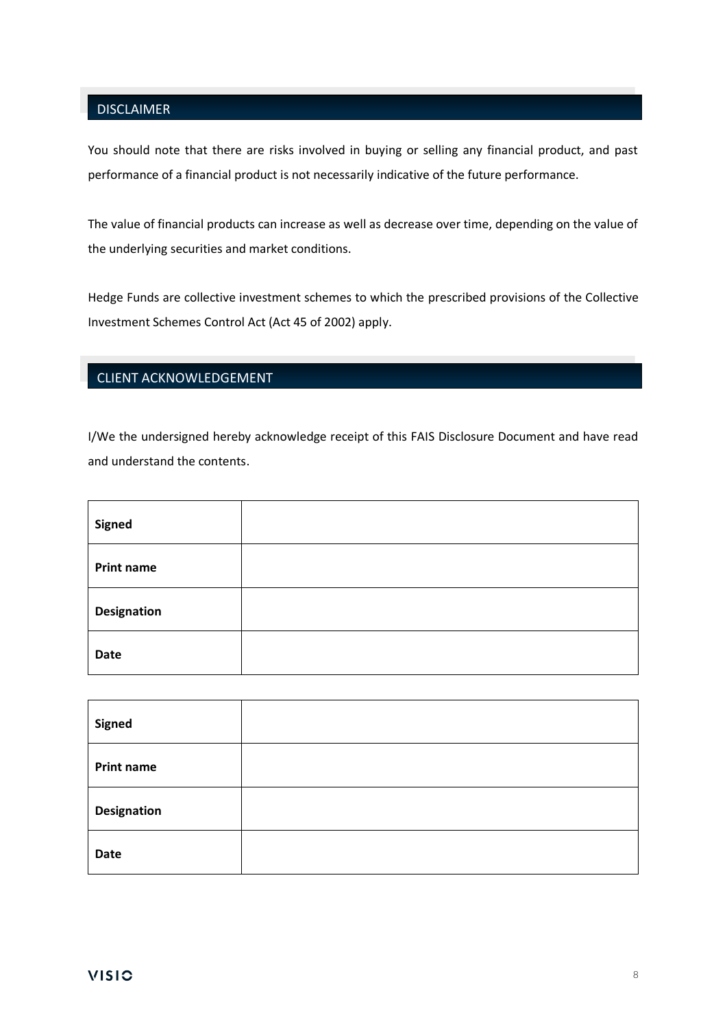## DISCLAIMER

You should note that there are risks involved in buying or selling any financial product, and past performance of a financial product is not necessarily indicative of the future performance.

The value of financial products can increase as well as decrease over time, depending on the value of the underlying securities and market conditions.

Hedge Funds are collective investment schemes to which the prescribed provisions of the Collective Investment Schemes Control Act (Act 45 of 2002) apply.

## CLIENT ACKNOWLEDGEMENT

I/We the undersigned hereby acknowledge receipt of this FAIS Disclosure Document and have read and understand the contents.

| **Signed** | |
|---|---|
| **Print name** | |
| **Designation** | |
| **Date** | |

| **Signed** | |
|---|---|
| **Print name** | |
| **Designation** | |
| **Date** | |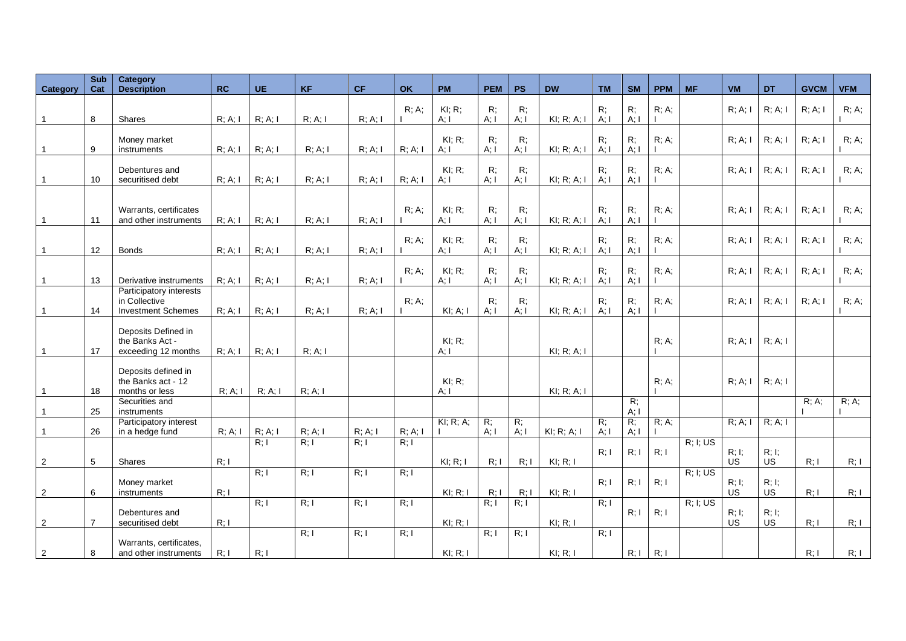| Category | Sub Cat | Category Description | RC | UE | KF | CF | OK | PM | PEM | PS | DW | TM | SM | PPM | MF | VM | DT | GVCM | VFM |
|---|---|---|---|---|---|---|---|---|---|---|---|---|---|---|---|---|---|---|---|
| 1 | 8 | Shares | R; A; I | R; A; I | R; A; I | R; A; I | R; A; I | KI; R; A; I | R; A; I | R; A; I | KI; R; A; I | R; A; I | R; A; I | R; A; I | | R; A; I | R; A; I | R; A; I | R; A; I |
| 1 | 9 | Money market instruments | R; A; I | R; A; I | R; A; I | R; A; I | R; A; I | KI; R; A; I | R; A; I | R; A; I | KI; R; A; I | R; A; I | R; A; I | R; A; I | | R; A; I | R; A; I | R; A; I | R; A; I |
| 1 | 10 | Debentures and securitised debt | R; A; I | R; A; I | R; A; I | R; A; I | R; A; I | KI; R; A; I | R; A; I | R; A; I | KI; R; A; I | R; A; I | R; A; I | R; A; I | | R; A; I | R; A; I | R; A; I | R; A; I |
| 1 | 11 | Warrants, certificates and other instruments | R; A; I | R; A; I | R; A; I | R; A; I | R; A; I | KI; R; A; I | R; A; I | R; A; I | KI; R; A; I | R; A; I | R; A; I | R; A; I | | R; A; I | R; A; I | R; A; I | R; A; I |
| 1 | 12 | Bonds | R; A; I | R; A; I | R; A; I | R; A; I | R; A; I | KI; R; A; I | R; A; I | R; A; I | KI; R; A; I | R; A; I | R; A; I | R; A; I | | R; A; I | R; A; I | R; A; I | R; A; I |
| 1 | 13 | Derivative instruments | R; A; I | R; A; I | R; A; I | R; A; I | R; A; I | KI; R; A; I | R; A; I | R; A; I | KI; R; A; I | R; A; I | R; A; I | R; A; I | | R; A; I | R; A; I | R; A; I | R; A; I |
| 1 | 14 | Participatory interests in Collective Investment Schemes | R; A; I | R; A; I | R; A; I | R; A; I | R; A; I | KI; A; I | R; A; I | R; A; I | KI; R; A; I | R; A; I | R; A; I | R; A; I | | R; A; I | R; A; I | R; A; I | R; A; I |
| 1 | 17 | Deposits Defined in the Banks Act - exceeding 12 months | R; A; I | R; A; I | R; A; I | | | KI; R; A; I | | | KI; R; A; I | | | R; A; I | | R; A; I | R; A; I | | |
| 1 | 18 | Deposits defined in the Banks act - 12 months or less | R; A; I | R; A; I | R; A; I | | | KI; R; A; I | | | KI; R; A; I | | | R; A; I | | R; A; I | R; A; I | | |
| 1 | 25 | Securities and instruments | | | | | | | | | | | R; A; I | | | | | R; A; I | R; A; I |
| 1 | 26 | Participatory interest in a hedge fund | R; A; I | R; A; I | R; A; I | R; A; I | R; A; I | KI; R; A; I | R; A; I | R; A; I | KI; R; A; I | R; A; I | R; A; I | R; A; I | | R; A; I | R; A; I | | |
| 2 | 5 | Shares | R; I | R; I | R; I | R; I | R; I | KI; R; I | R; I | R; I | KI; R; I | R; I | R; I | R; I | R; I; US | R; I; US | R; I; US | R; I | R; I |
| 2 | 6 | Money market instruments | R; I | R; I | R; I | R; I | R; I | KI; R; I | R; I | R; I | KI; R; I | R; I | R; I | R; I | R; I; US | R; I; US | R; I; US | R; I | R; I |
| 2 | 7 | Debentures and securitised debt | R; I | R; I | R; I | R; I | R; I | KI; R; I | R; I | R; I | KI; R; I | R; I | R; I | R; I | R; I; US | R; I; US | R; I; US | R; I | R; I |
| 2 | 8 | Warrants, certificates, and other instruments | R; I | R; I | R; I | R; I | R; I | KI; R; I | R; I | R; I | KI; R; I | R; I | R; I | R; I | | | | R; I | R; I |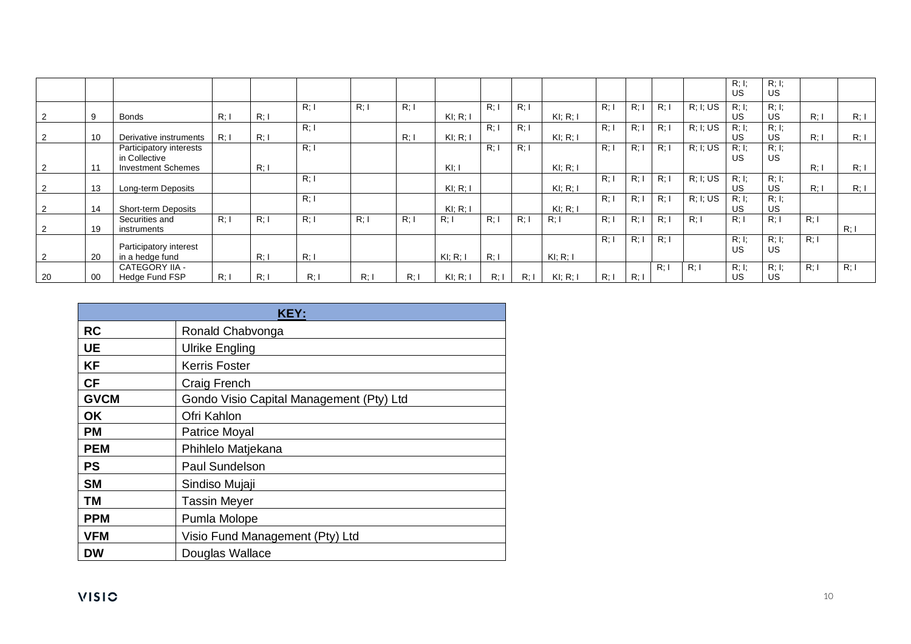| | | | | | | | | | | | | | | | | | | | |
|---|---|---|---|---|---|---|---|---|---|---|---|---|---|---|---|---|---|---|---|
| | | | | | | | | | | | | | | | | R; I; US | R; I; US | | |
| 2 | 9 | Bonds | R; I | R; I | R; I | R; I | R; I | KI; R; I | R; I | R; I | KI; R; I | R; I | R; I | R; I | R; I; US | R; I; US | R; I; US | R; I | R; I |
| 2 | 10 | Derivative instruments | R; I | R; I | R; I | | R; I | KI; R; I | R; I | R; I | KI; R; I | R; I | R; I | R; I | R; I; US | R; I; US | R; I; US | R; I | R; I |
| 2 | 11 | Participatory interests in Collective Investment Schemes | | R; I | R; I | | | KI; I | R; I | R; I | KI; R; I | R; I | R; I | R; I | R; I; US | R; I; US | R; I; US | R; I | R; I |
| 2 | 13 | Long-term Deposits | | | R; I | | | KI; R; I | | | KI; R; I | R; I | R; I | R; I | R; I; US | R; I; US | R; I; US | R; I | R; I |
| 2 | 14 | Short-term Deposits | | | R; I | | | KI; R; I | | | KI; R; I | R; I | R; I | R; I | R; I; US | R; I; US | R; I; US | | |
| 2 | 19 | Securities and instruments | R; I | R; I | R; I | R; I | R; I | R; I | R; I | R; I | R; I | R; I | R; I | R; I | R; I | R; I | R; I | R; I | R; I |
| 2 | 20 | Participatory interest in a hedge fund | | R; I | R; I | | | KI; R; I | R; I | | KI; R; I | R; I | R; I | R; I | | R; I; US | R; I; US | R; I | |
| 20 | 00 | CATEGORY IIA - Hedge Fund FSP | R; I | R; I | R; I | R; I | R; I | KI; R; I | R; I | R; I | KI; R; I | R; I | R; I | R; I | R; I | R; I; US | R; I; US | R; I | R; I |

| KEY: | |
|---|---|
| **RC** | Ronald Chabvonga |
| **UE** | Ulrike Engling |
| **KF** | Kerris Foster |
| **CF** | Craig French |
| **GVCM** | Gondo Visio Capital Management (Pty) Ltd |
| **OK** | Ofri Kahlon |
| **PM** | Patrice Moyal |
| **PEM** | Phihlelo Matjekana |
| **PS** | Paul Sundelson |
| **SM** | Sindiso Mujaji |
| **TM** | Tassin Meyer |
| **PPM** | Pumla Molope |
| **VFM** | Visio Fund Management (Pty) Ltd |
| **DW** | Douglas Wallace |

VISIO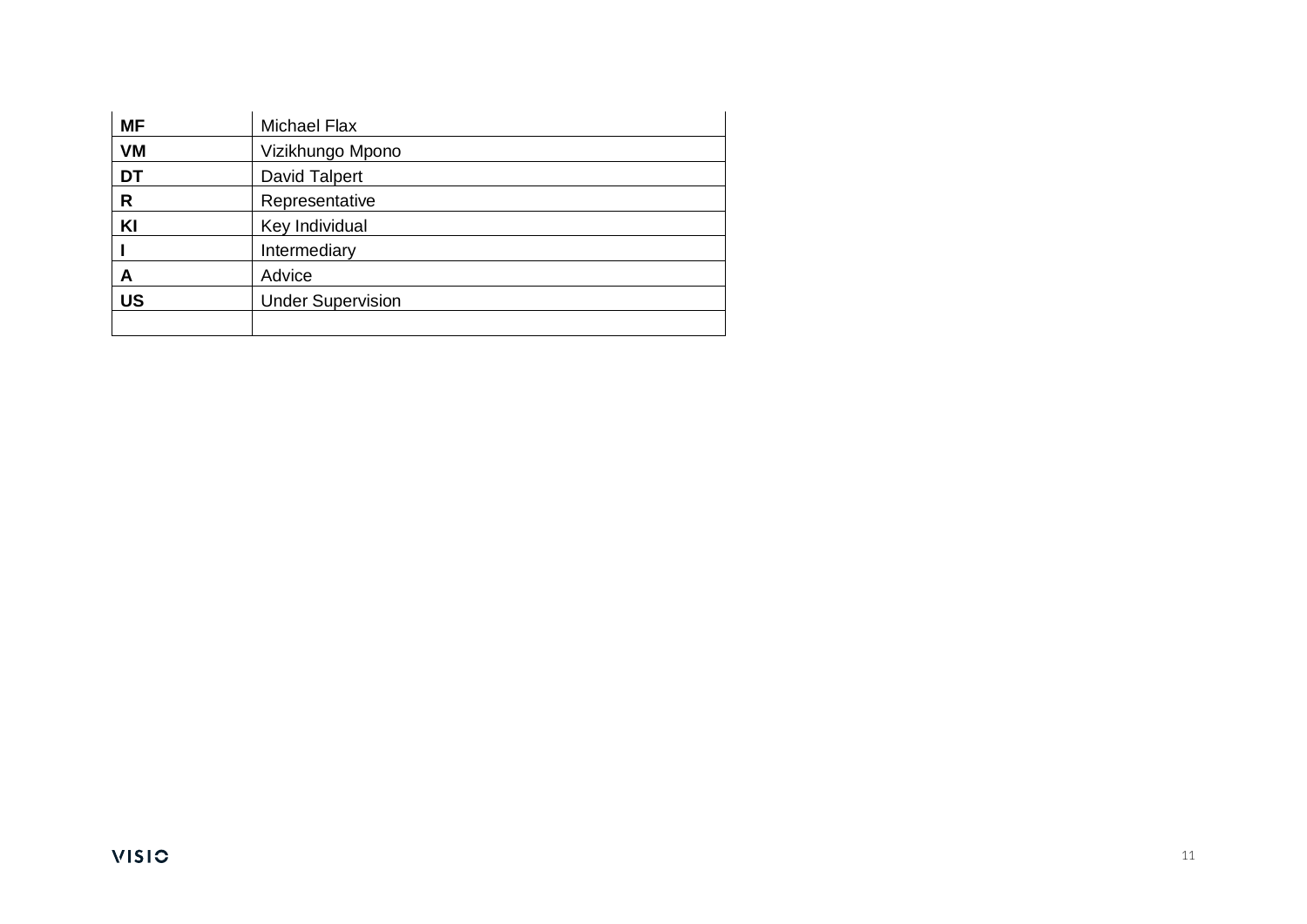| | |
|---|---|
| **MF** | Michael Flax |
| **VM** | Vizikhungo Mpono |
| **DT** | David Talpert |
| **R** | Representative |
| **KI** | Key Individual |
| **I** | Intermediary |
| **A** | Advice |
| **US** | Under Supervision |
| | |